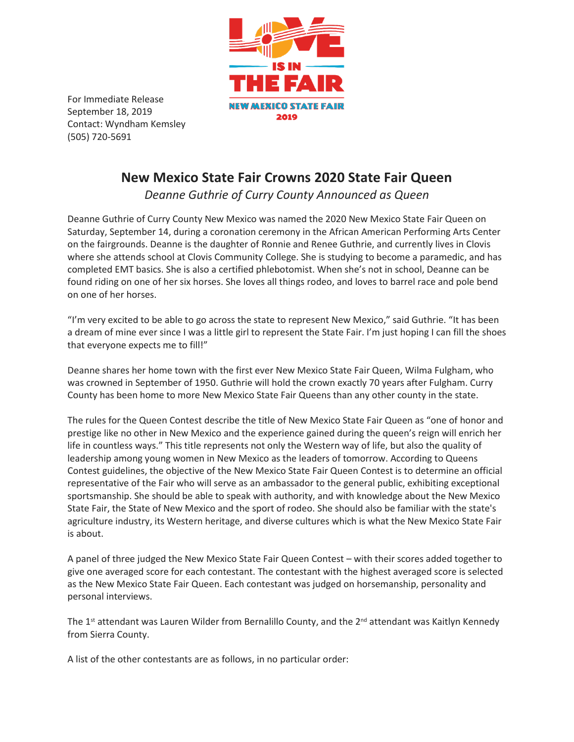For Immediate Release
September 18, 2019
Contact: Wyndham Kemsley
(505) 720-5691

# New Mexico State Fair Crowns 2020 State Fair Queen

*Deanne Guthrie of Curry County Announced as Queen*

Deanne Guthrie of Curry County New Mexico was named the 2020 New Mexico State Fair Queen on Saturday, September 14, during a coronation ceremony in the African American Performing Arts Center on the fairgrounds. Deanne is the daughter of Ronnie and Renee Guthrie, and currently lives in Clovis where she attends school at Clovis Community College. She is studying to become a paramedic, and has completed EMT basics. She is also a certified phlebotomist. When she's not in school, Deanne can be found riding on one of her six horses. She loves all things rodeo, and loves to barrel race and pole bend on one of her horses.

"I'm very excited to be able to go across the state to represent New Mexico," said Guthrie. "It has been a dream of mine ever since I was a little girl to represent the State Fair. I'm just hoping I can fill the shoes that everyone expects me to fill!"

Deanne shares her home town with the first ever New Mexico State Fair Queen, Wilma Fulgham, who was crowned in September of 1950. Guthrie will hold the crown exactly 70 years after Fulgham. Curry County has been home to more New Mexico State Fair Queens than any other county in the state.

The rules for the Queen Contest describe the title of New Mexico State Fair Queen as "one of honor and prestige like no other in New Mexico and the experience gained during the queen's reign will enrich her life in countless ways." This title represents not only the Western way of life, but also the quality of leadership among young women in New Mexico as the leaders of tomorrow. According to Queens Contest guidelines, the objective of the New Mexico State Fair Queen Contest is to determine an official representative of the Fair who will serve as an ambassador to the general public, exhibiting exceptional sportsmanship. She should be able to speak with authority, and with knowledge about the New Mexico State Fair, the State of New Mexico and the sport of rodeo. She should also be familiar with the state's agriculture industry, its Western heritage, and diverse cultures which is what the New Mexico State Fair is about.

A panel of three judged the New Mexico State Fair Queen Contest – with their scores added together to give one averaged score for each contestant. The contestant with the highest averaged score is selected as the New Mexico State Fair Queen. Each contestant was judged on horsemanship, personality and personal interviews.

The 1st attendant was Lauren Wilder from Bernalillo County, and the 2nd attendant was Kaitlyn Kennedy from Sierra County.

A list of the other contestants are as follows, in no particular order: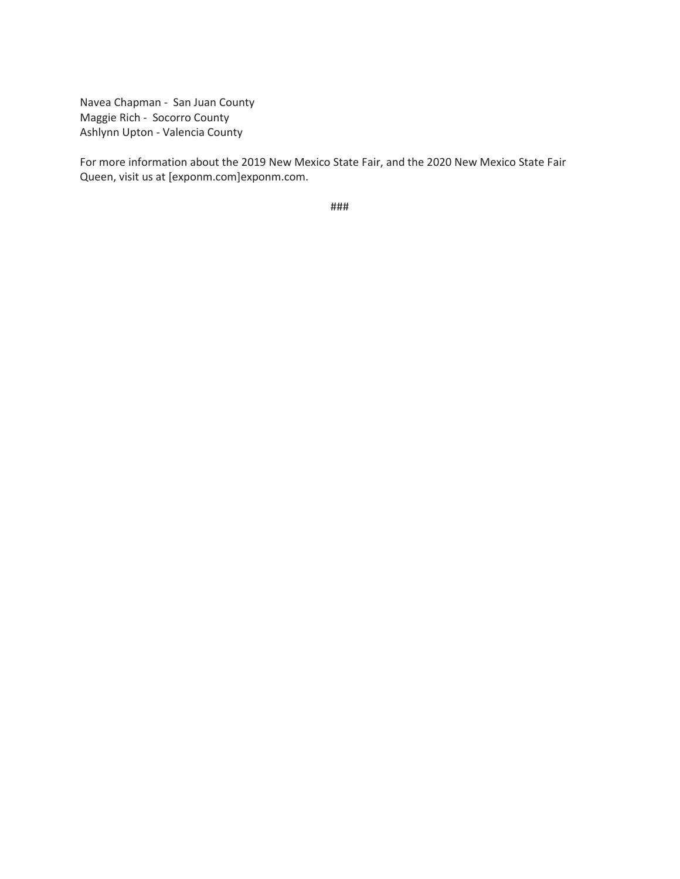Navea Chapman - San Juan County
Maggie Rich - Socorro County
Ashlynn Upton - Valencia County

For more information about the 2019 New Mexico State Fair, and the 2020 New Mexico State Fair Queen, visit us at [exponm.com]exponm.com.

###